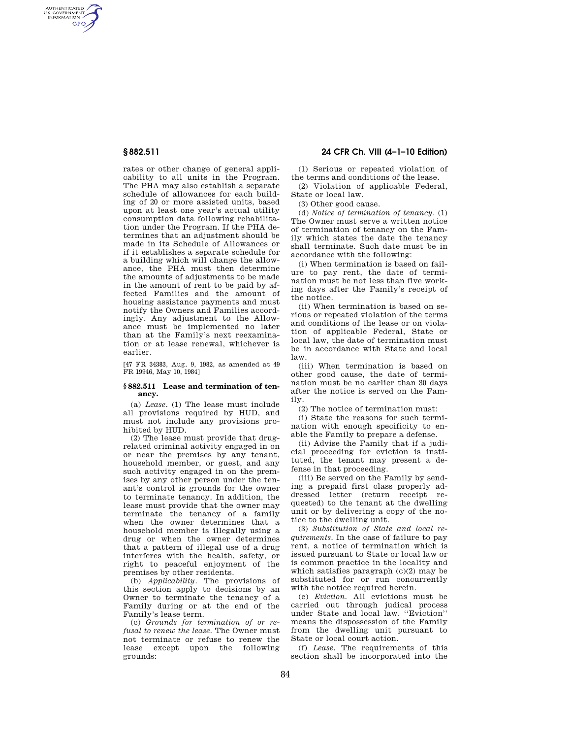rates or other change of general applicability to all units in the Program. The PHA may also establish a separate schedule of allowances for each building of 20 or more assisted units, based upon at least one year's actual utility consumption data following rehabilitation under the Program. If the PHA determines that an adjustment should be made in its Schedule of Allowances or if it establishes a separate schedule for a building which will change the allowance, the PHA must then determine the amounts of adjustments to be made in the amount of rent to be paid by affected Families and the amount of housing assistance payments and must notify the Owners and Families accordingly. Any adjustment to the Allowance must be implemented no later than at the Family's next reexamination or at lease renewal, whichever is earlier.

[47 FR 34383, Aug. 9, 1982, as amended at 49 FR 19946, May 10, 1984]

### § 882.511 Lease and termination of tenancy.

(a) *Lease.* (1) The lease must include all provisions required by HUD, and must not include any provisions prohibited by HUD.

(2) The lease must provide that drug-related criminal activity engaged in on or near the premises by any tenant, household member, or guest, and any such activity engaged in on the premises by any other person under the tenant's control is grounds for the owner to terminate tenancy. In addition, the lease must provide that the owner may terminate the tenancy of a family when the owner determines that a household member is illegally using a drug or when the owner determines that a pattern of illegal use of a drug interferes with the health, safety, or right to peaceful enjoyment of the premises by other residents.

(b) *Applicability.* The provisions of this section apply to decisions by an Owner to terminate the tenancy of a Family during or at the end of the Family's lease term.

(c) *Grounds for termination of or refusal to renew the lease.* The Owner must not terminate or refuse to renew the lease except upon the following grounds:

(1) Serious or repeated violation of the terms and conditions of the lease.

(2) Violation of applicable Federal, State or local law.

(3) Other good cause.

(d) *Notice of termination of tenancy.* (1) The Owner must serve a written notice of termination of tenancy on the Family which states the date the tenancy shall terminate. Such date must be in accordance with the following:

(i) When termination is based on failure to pay rent, the date of termination must be not less than five working days after the Family's receipt of the notice.

(ii) When termination is based on serious or repeated violation of the terms and conditions of the lease or on violation of applicable Federal, State or local law, the date of termination must be in accordance with State and local law.

(iii) When termination is based on other good cause, the date of termination must be no earlier than 30 days after the notice is served on the Family.

(2) The notice of termination must:

(i) State the reasons for such termination with enough specificity to enable the Family to prepare a defense.

(ii) Advise the Family that if a judicial proceeding for eviction is instituted, the tenant may present a defense in that proceeding.

(iii) Be served on the Family by sending a prepaid first class properly addressed letter (return receipt requested) to the tenant at the dwelling unit or by delivering a copy of the notice to the dwelling unit.

(3) *Substitution of State and local requirements.* In the case of failure to pay rent, a notice of termination which is issued pursuant to State or local law or is common practice in the locality and which satisfies paragraph (c)(2) may be substituted for or run concurrently with the notice required herein.

(e) *Eviction.* All evictions must be carried out through judical process under State and local law. ''Eviction'' means the dispossession of the Family from the dwelling unit pursuant to State or local court action.

(f) *Lease.* The requirements of this section shall be incorporated into the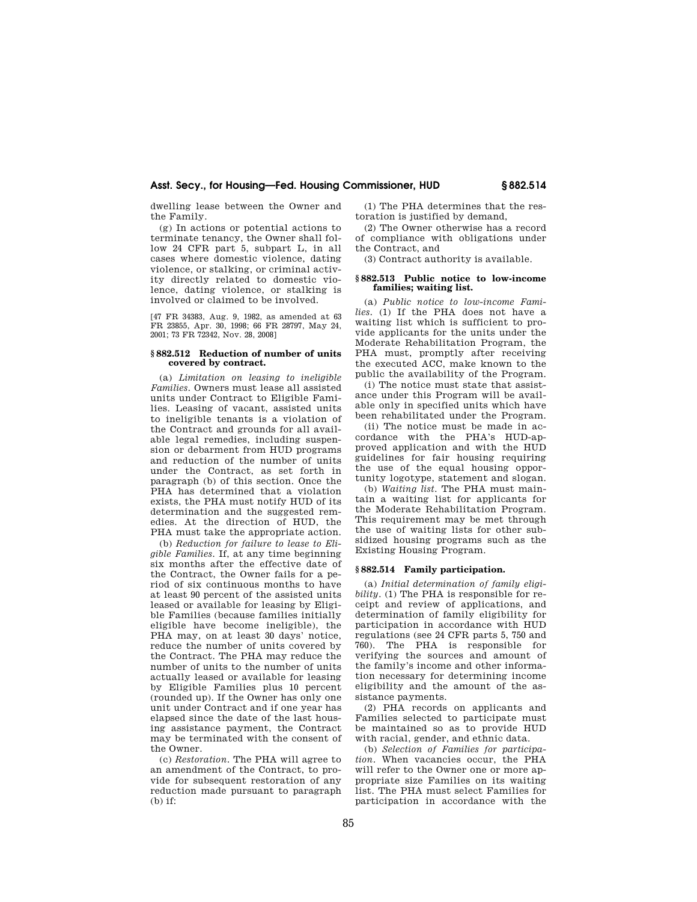dwelling lease between the Owner and the Family.

(g) In actions or potential actions to terminate tenancy, the Owner shall follow 24 CFR part 5, subpart L, in all cases where domestic violence, dating violence, or stalking, or criminal activity directly related to domestic violence, dating violence, or stalking is involved or claimed to be involved.

[47 FR 34383, Aug. 9, 1982, as amended at 63 FR 23855, Apr. 30, 1998; 66 FR 28797, May 24, 2001; 73 FR 72342, Nov. 28, 2008]

### § 882.512 Reduction of number of units covered by contract.

(a) *Limitation on leasing to ineligible Families.* Owners must lease all assisted units under Contract to Eligible Families. Leasing of vacant, assisted units to ineligible tenants is a violation of the Contract and grounds for all available legal remedies, including suspension or debarment from HUD programs and reduction of the number of units under the Contract, as set forth in paragraph (b) of this section. Once the PHA has determined that a violation exists, the PHA must notify HUD of its determination and the suggested remedies. At the direction of HUD, the PHA must take the appropriate action.

(b) *Reduction for failure to lease to Eligible Families.* If, at any time beginning six months after the effective date of the Contract, the Owner fails for a period of six continuous months to have at least 90 percent of the assisted units leased or available for leasing by Eligible Families (because families initially eligible have become ineligible), the PHA may, on at least 30 days' notice, reduce the number of units covered by the Contract. The PHA may reduce the number of units to the number of units actually leased or available for leasing by Eligible Families plus 10 percent (rounded up). If the Owner has only one unit under Contract and if one year has elapsed since the date of the last housing assistance payment, the Contract may be terminated with the consent of the Owner.

(c) *Restoration.* The PHA will agree to an amendment of the Contract, to provide for subsequent restoration of any reduction made pursuant to paragraph (b) if:

(1) The PHA determines that the restoration is justified by demand,

(2) The Owner otherwise has a record of compliance with obligations under the Contract, and

(3) Contract authority is available.

### § 882.513 Public notice to low-income families; waiting list.

(a) *Public notice to low-income Families.* (1) If the PHA does not have a waiting list which is sufficient to provide applicants for the units under the Moderate Rehabilitation Program, the PHA must, promptly after receiving the executed ACC, make known to the public the availability of the Program.

(i) The notice must state that assistance under this Program will be available only in specified units which have been rehabilitated under the Program.

(ii) The notice must be made in accordance with the PHA's HUD-approved application and with the HUD guidelines for fair housing requiring the use of the equal housing opportunity logotype, statement and slogan.

(b) *Waiting list.* The PHA must maintain a waiting list for applicants for the Moderate Rehabilitation Program. This requirement may be met through the use of waiting lists for other subsidized housing programs such as the Existing Housing Program.

### § 882.514 Family participation.

(a) *Initial determination of family eligibility.* (1) The PHA is responsible for receipt and review of applications, and determination of family eligibility for participation in accordance with HUD regulations (see 24 CFR parts 5, 750 and 760). The PHA is responsible for verifying the sources and amount of the family's income and other information necessary for determining income eligibility and the amount of the assistance payments.

(2) PHA records on applicants and Families selected to participate must be maintained so as to provide HUD with racial, gender, and ethnic data.

(b) *Selection of Families for participation.* When vacancies occur, the PHA will refer to the Owner one or more appropriate size Families on its waiting list. The PHA must select Families for participation in accordance with the